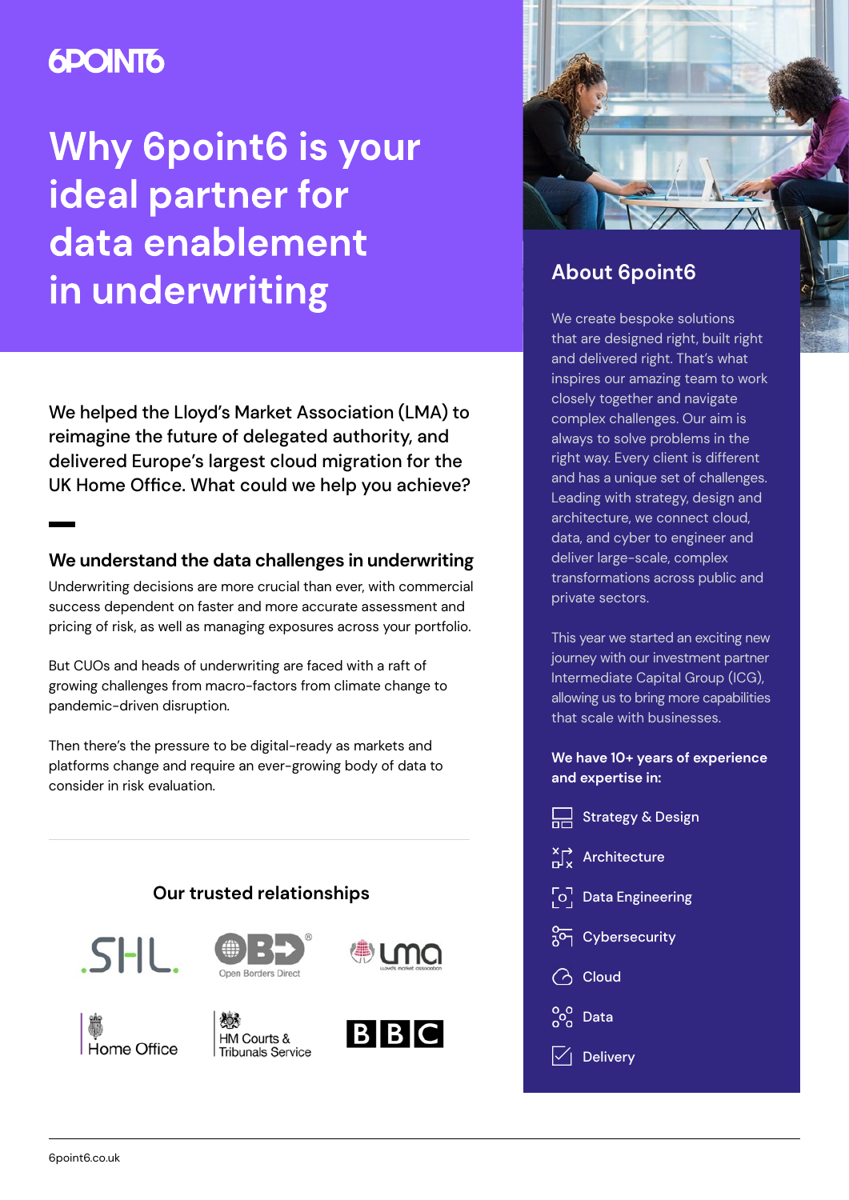6POINT6

# Why 6point6 is your ideal partner for data enablement in underwriting

We helped the Lloyd's Market Association (LMA) to reimagine the future of delegated authority, and delivered Europe's largest cloud migration for the UK Home Office. What could we help you achieve?

## We understand the data challenges in underwriting

Underwriting decisions are more crucial than ever, with commercial success dependent on faster and more accurate assessment and pricing of risk, as well as managing exposures across your portfolio.

But CUOs and heads of underwriting are faced with a raft of growing challenges from macro-factors from climate change to pandemic-driven disruption.

Then there's the pressure to be digital-ready as markets and platforms change and require an ever-growing body of data to consider in risk evaluation.

### Our trusted relationships

SHL. · Open Borders Direct · LMA · Home Office · HM Courts & Tribunals Service · BBC

## About 6point6

We create bespoke solutions that are designed right, built right and delivered right. That's what inspires our amazing team to work closely together and navigate complex challenges. Our aim is always to solve problems in the right way. Every client is different and has a unique set of challenges. Leading with strategy, design and architecture, we connect cloud, data, and cyber to engineer and deliver large-scale, complex transformations across public and private sectors.

This year we started an exciting new journey with our investment partner Intermediate Capital Group (ICG), allowing us to bring more capabilities that scale with businesses.

**We have 10+ years of experience and expertise in:**

- Strategy & Design
- Architecture
- Data Engineering
- Cybersecurity
- Cloud
- Data
- Delivery

6point6.co.uk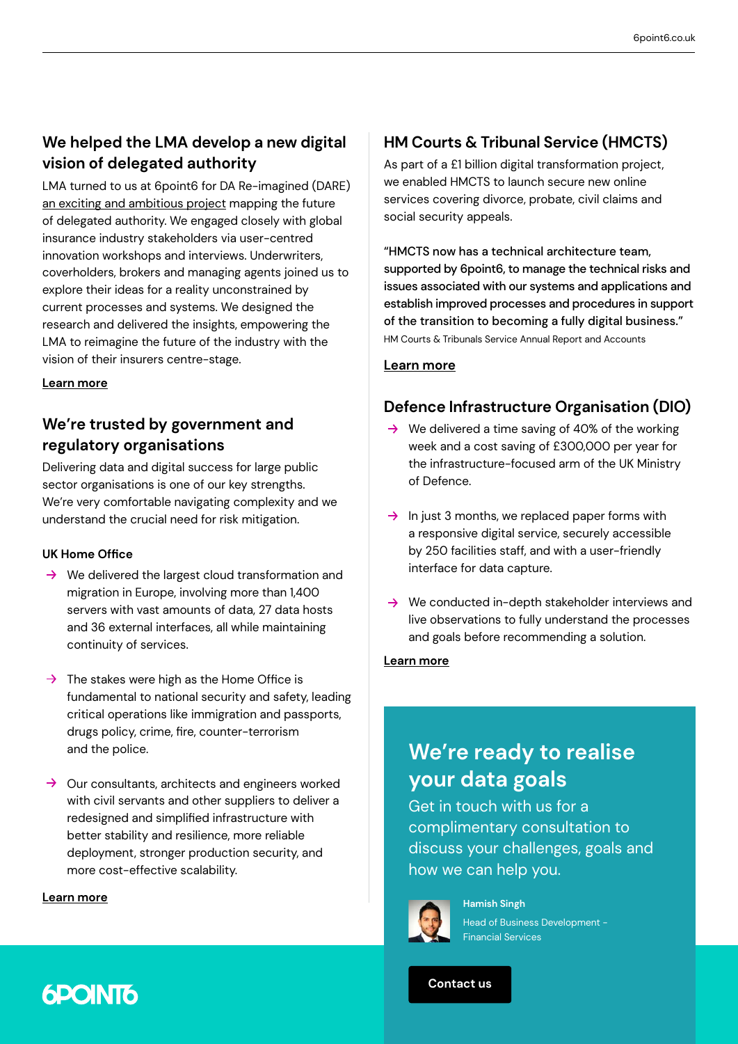## We helped the LMA develop a new digital vision of delegated authority

LMA turned to us at 6point6 for DA Re-imagined (DARE) an exciting and ambitious project mapping the future of delegated authority. We engaged closely with global insurance industry stakeholders via user-centred innovation workshops and interviews. Underwriters, coverholders, brokers and managing agents joined us to explore their ideas for a reality unconstrained by current processes and systems. We designed the research and delivered the insights, empowering the LMA to reimagine the future of the industry with the vision of their insurers centre-stage.

**Learn more**

## We're trusted by government and regulatory organisations

Delivering data and digital success for large public sector organisations is one of our key strengths. We're very comfortable navigating complexity and we understand the crucial need for risk mitigation.

### UK Home Office

→ We delivered the largest cloud transformation and migration in Europe, involving more than 1,400 servers with vast amounts of data, 27 data hosts and 36 external interfaces, all while maintaining continuity of services.

→ The stakes were high as the Home Office is fundamental to national security and safety, leading critical operations like immigration and passports, drugs policy, crime, fire, counter-terrorism and the police.

→ Our consultants, architects and engineers worked with civil servants and other suppliers to deliver a redesigned and simplified infrastructure with better stability and resilience, more reliable deployment, stronger production security, and more cost-effective scalability.

**Learn more**

## HM Courts & Tribunal Service (HMCTS)

As part of a £1 billion digital transformation project, we enabled HMCTS to launch secure new online services covering divorce, probate, civil claims and social security appeals.

**"HMCTS now has a technical architecture team, supported by 6point6, to manage the technical risks and issues associated with our systems and applications and establish improved processes and procedures in support of the transition to becoming a fully digital business."**

HM Courts & Tribunals Service Annual Report and Accounts

**Learn more**

## Defence Infrastructure Organisation (DIO)

→ We delivered a time saving of 40% of the working week and a cost saving of £300,000 per year for the infrastructure-focused arm of the UK Ministry of Defence.

→ In just 3 months, we replaced paper forms with a responsive digital service, securely accessible by 250 facilities staff, and with a user-friendly interface for data capture.

→ We conducted in-depth stakeholder interviews and live observations to fully understand the processes and goals before recommending a solution.

**Learn more**

## We're ready to realise your data goals

Get in touch with us for a complimentary consultation to discuss your challenges, goals and how we can help you.

**Hamish Singh**
Head of Business Development - Financial Services

**Contact us**

6POINT6